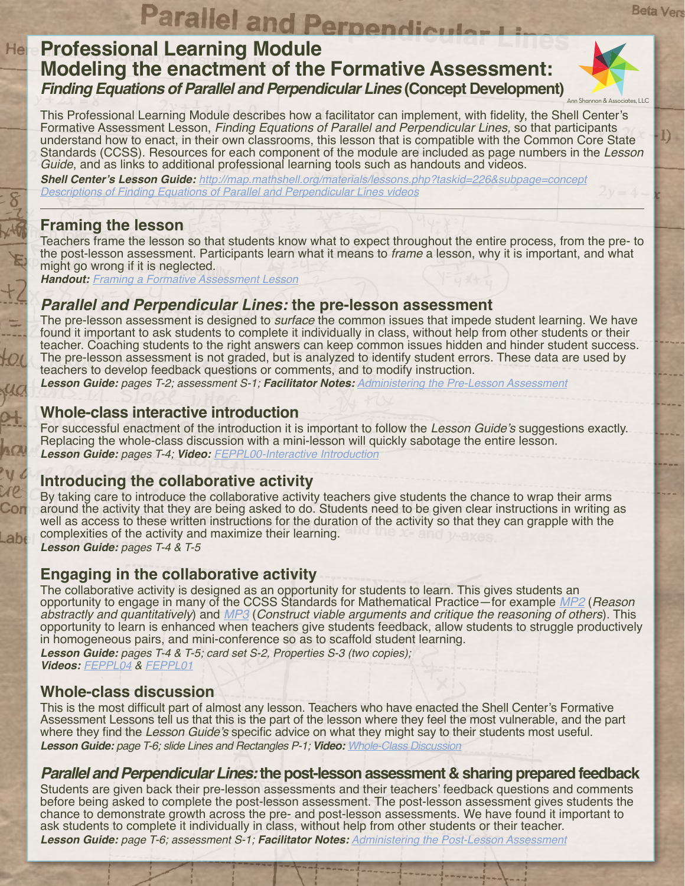# Professional Learning Module
# Modeling the enactment of the Formative Assessment:
## *Finding Equations of Parallel and Perpendicular Lines* (Concept Development)

Ann Shannon & Associates, LLC

This Professional Learning Module describes how a facilitator can implement, with fidelity, the Shell Center's Formative Assessment Lesson, *Finding Equations of Parallel and Perpendicular Lines,* so that participants understand how to enact, in their own classrooms, this lesson that is compatible with the Common Core State Standards (CCSS). Resources for each component of the module are included as page numbers in the *Lesson Guide,* and as links to additional professional learning tools such as handouts and videos.

***Shell Center's Lesson Guide:*** [http://map.mathshell.org/materials/lessons.php?taskid=226&subpage=concept](http://map.mathshell.org/materials/lessons.php?taskid=226&subpage=concept)
*Descriptions of Finding Equations of Parallel and Perpendicular Lines videos*

---

## Framing the lesson

Teachers frame the lesson so that students know what to expect throughout the entire process, from the pre- to the post-lesson assessment. Participants learn what it means to *frame* a lesson, why it is important, and what might go wrong if it is neglected.
***Handout:*** *Framing a Formative Assessment Lesson*

## *Parallel and Perpendicular Lines:* the pre-lesson assessment

The pre-lesson assessment is designed to *surface* the common issues that impede student learning. We have found it important to ask students to complete it individually in class, without help from other students or their teacher. Coaching students to the right answers can keep common issues hidden and hinder student success. The pre-lesson assessment is not graded, but is analyzed to identify student errors. These data are used by teachers to develop feedback questions or comments, and to modify instruction.
***Lesson Guide:*** *pages T-2; assessment S-1;* ***Facilitator Notes:*** *Administering the Pre-Lesson Assessment*

## Whole-class interactive introduction

For successful enactment of the introduction it is important to follow the *Lesson Guide's* suggestions exactly. Replacing the whole-class discussion with a mini-lesson will quickly sabotage the entire lesson.
***Lesson Guide:*** *pages T-4;* ***Video:*** *FEPPL00-Interactive Introduction*

## Introducing the collaborative activity

By taking care to introduce the collaborative activity teachers give students the chance to wrap their arms around the activity that they are being asked to do. Students need to be given clear instructions in writing as well as access to these written instructions for the duration of the activity so that they can grapple with the complexities of the activity and maximize their learning.
***Lesson Guide:*** *pages T-4 & T-5*

## Engaging in the collaborative activity

The collaborative activity is designed as an opportunity for students to learn. This gives students an opportunity to engage in many of the CCSS Standards for Mathematical Practice—for example *MP2* (*Reason abstractly and quantitatively*) and *MP3* (*Construct viable arguments and critique the reasoning of others*). This opportunity to learn is enhanced when teachers give students feedback, allow students to struggle productively in homogeneous pairs, and mini-conference so as to scaffold student learning.
***Lesson Guide:*** *pages T-4 & T-5; card set S-2, Properties S-3 (two copies);*
***Videos:*** *FEPPL04* & *FEPPL01*

## Whole-class discussion

This is the most difficult part of almost any lesson. Teachers who have enacted the Shell Center's Formative Assessment Lessons tell us that this is the part of the lesson where they feel the most vulnerable, and the part where they find the *Lesson Guide's* specific advice on what they might say to their students most useful.
***Lesson Guide:*** *page T-6; slide Lines and Rectangles P-1;* ***Video:*** *Whole-Class Discussion*

## *Parallel and Perpendicular Lines:* the post-lesson assessment & sharing prepared feedback

Students are given back their pre-lesson assessments and their teachers' feedback questions and comments before being asked to complete the post-lesson assessment. The post-lesson assessment gives students the chance to demonstrate growth across the pre- and post-lesson assessments. We have found it important to ask students to complete it individually in class, without help from other students or their teacher.
***Lesson Guide:*** *page T-6; assessment S-1;* ***Facilitator Notes:*** *Administering the Post-Lesson Assessment*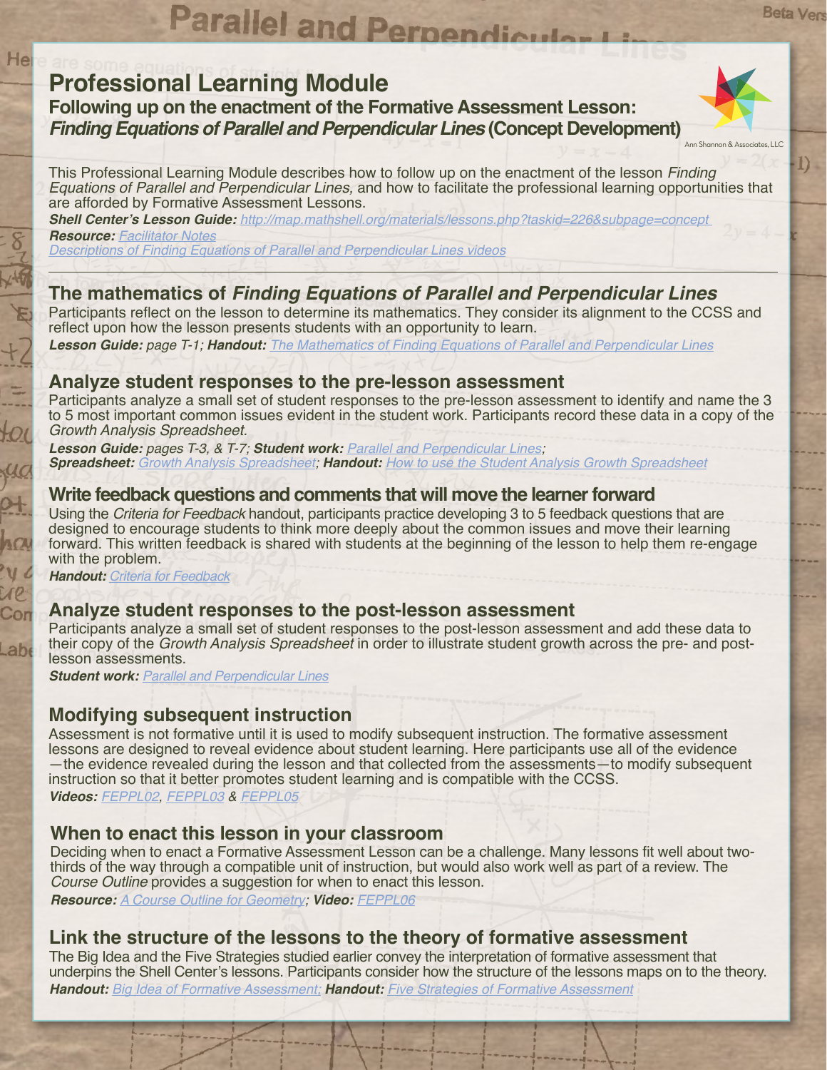# Professional Learning Module

## Following up on the enactment of the Formative Assessment Lesson: *Finding Equations of Parallel and Perpendicular Lines* (Concept Development)

Ann Shannon & Associates, LLC

This Professional Learning Module describes how to follow up on the enactment of the lesson *Finding Equations of Parallel and Perpendicular Lines,* and how to facilitate the professional learning opportunities that are afforded by Formative Assessment Lessons.

***Shell Center's Lesson Guide:*** http://map.mathshell.org/materials/lessons.php?taskid=226&subpage=concept
***Resource:*** Facilitator Notes
Descriptions of Finding Equations of Parallel and Perpendicular Lines videos

---

## The mathematics of *Finding Equations of Parallel and Perpendicular Lines*

Participants reflect on the lesson to determine its mathematics. They consider its alignment to the CCSS and reflect upon how the lesson presents students with an opportunity to learn.

***Lesson Guide:*** *page T-1;* ***Handout:*** The Mathematics of Finding Equations of Parallel and Perpendicular Lines

## Analyze student responses to the pre-lesson assessment

Participants analyze a small set of student responses to the pre-lesson assessment to identify and name the 3 to 5 most important common issues evident in the student work. Participants record these data in a copy of the *Growth Analysis Spreadsheet.*

***Lesson Guide:*** *pages T-3, & T-7;* ***Student work:*** Parallel and Perpendicular Lines;
***Spreadsheet:*** Growth Analysis Spreadsheet; ***Handout:*** How to use the Student Analysis Growth Spreadsheet

## Write feedback questions and comments that will move the learner forward

Using the *Criteria for Feedback* handout, participants practice developing 3 to 5 feedback questions that are designed to encourage students to think more deeply about the common issues and move their learning forward. This written feedback is shared with students at the beginning of the lesson to help them re-engage with the problem.

***Handout:*** Criteria for Feedback

## Analyze student responses to the post-lesson assessment

Participants analyze a small set of student responses to the post-lesson assessment and add these data to their copy of the *Growth Analysis Spreadsheet* in order to illustrate student growth across the pre- and post-lesson assessments.

***Student work:*** Parallel and Perpendicular Lines

## Modifying subsequent instruction

Assessment is not formative until it is used to modify subsequent instruction. The formative assessment lessons are designed to reveal evidence about student learning. Here participants use all of the evidence—the evidence revealed during the lesson and that collected from the assessments—to modify subsequent instruction so that it better promotes student learning and is compatible with the CCSS.

***Videos:*** FEPPL02, FEPPL03 & FEPPL05

## When to enact this lesson in your classroom

Deciding when to enact a Formative Assessment Lesson can be a challenge. Many lessons fit well about two-thirds of the way through a compatible unit of instruction, but would also work well as part of a review. The *Course Outline* provides a suggestion for when to enact this lesson.

***Resource:*** A Course Outline for Geometry; ***Video:*** FEPPL06

## Link the structure of the lessons to the theory of formative assessment

The Big Idea and the Five Strategies studied earlier convey the interpretation of formative assessment that underpins the Shell Center's lessons. Participants consider how the structure of the lessons maps on to the theory.

***Handout:*** Big Idea of Formative Assessment; ***Handout:*** Five Strategies of Formative Assessment